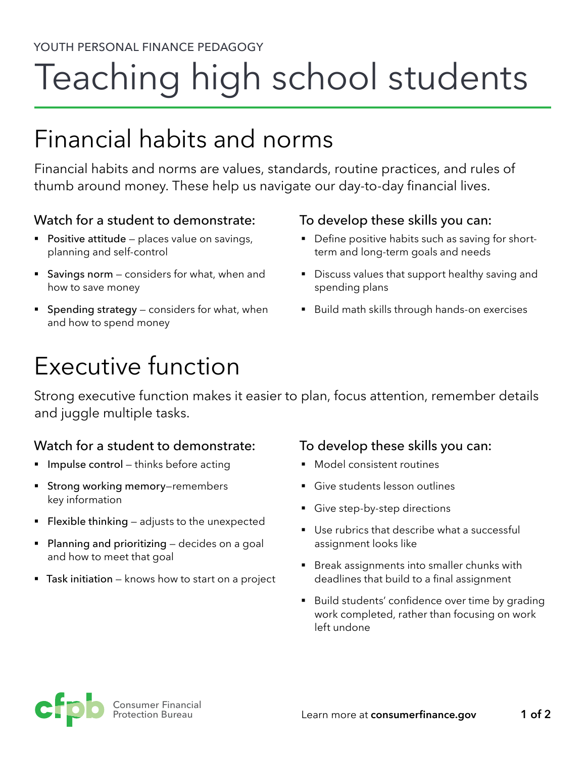YOUTH PERSONAL FINANCE PEDAGOGY

# Teaching high school students

## Financial habits and norms

Financial habits and norms are values, standards, routine practices, and rules of thumb around money. These help us navigate our day-to-day financial lives.

### Watch for a student to demonstrate:

- Positive attitude – places value on savings, planning and self-control
- Savings norm – considers for what, when and how to save money
- Spending strategy – considers for what, when and how to spend money

### To develop these skills you can:

- Define positive habits such as saving for short-term and long-term goals and needs
- Discuss values that support healthy saving and spending plans
- Build math skills through hands-on exercises

## Executive function

Strong executive function makes it easier to plan, focus attention, remember details and juggle multiple tasks.

### Watch for a student to demonstrate:

- Impulse control – thinks before acting
- Strong working memory–remembers key information
- Flexible thinking – adjusts to the unexpected
- Planning and prioritizing – decides on a goal and how to meet that goal
- Task initiation – knows how to start on a project

### To develop these skills you can:

- Model consistent routines
- Give students lesson outlines
- Give step-by-step directions
- Use rubrics that describe what a successful assignment looks like
- Break assignments into smaller chunks with deadlines that build to a final assignment
- Build students' confidence over time by grading work completed, rather than focusing on work left undone

Consumer Financial Protection Bureau

Learn more at **consumerfinance.gov**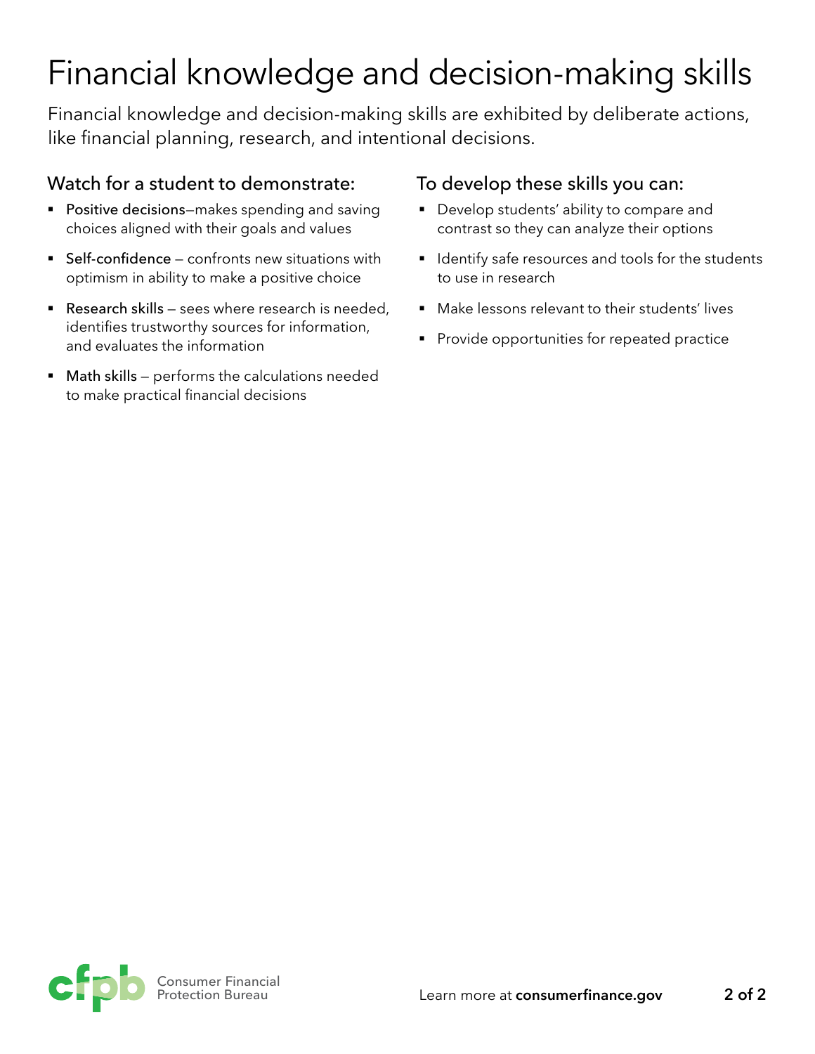# Financial knowledge and decision-making skills

Financial knowledge and decision-making skills are exhibited by deliberate actions, like financial planning, research, and intentional decisions.

### Watch for a student to demonstrate:

- Positive decisions—makes spending and saving choices aligned with their goals and values
- Self-confidence – confronts new situations with optimism in ability to make a positive choice
- Research skills – sees where research is needed, identifies trustworthy sources for information, and evaluates the information
- Math skills – performs the calculations needed to make practical financial decisions

### To develop these skills you can:

- Develop students' ability to compare and contrast so they can analyze their options
- Identify safe resources and tools for the students to use in research
- Make lessons relevant to their students' lives
- Provide opportunities for repeated practice

Consumer Financial Protection Bureau

Learn more at **consumerfinance.gov**